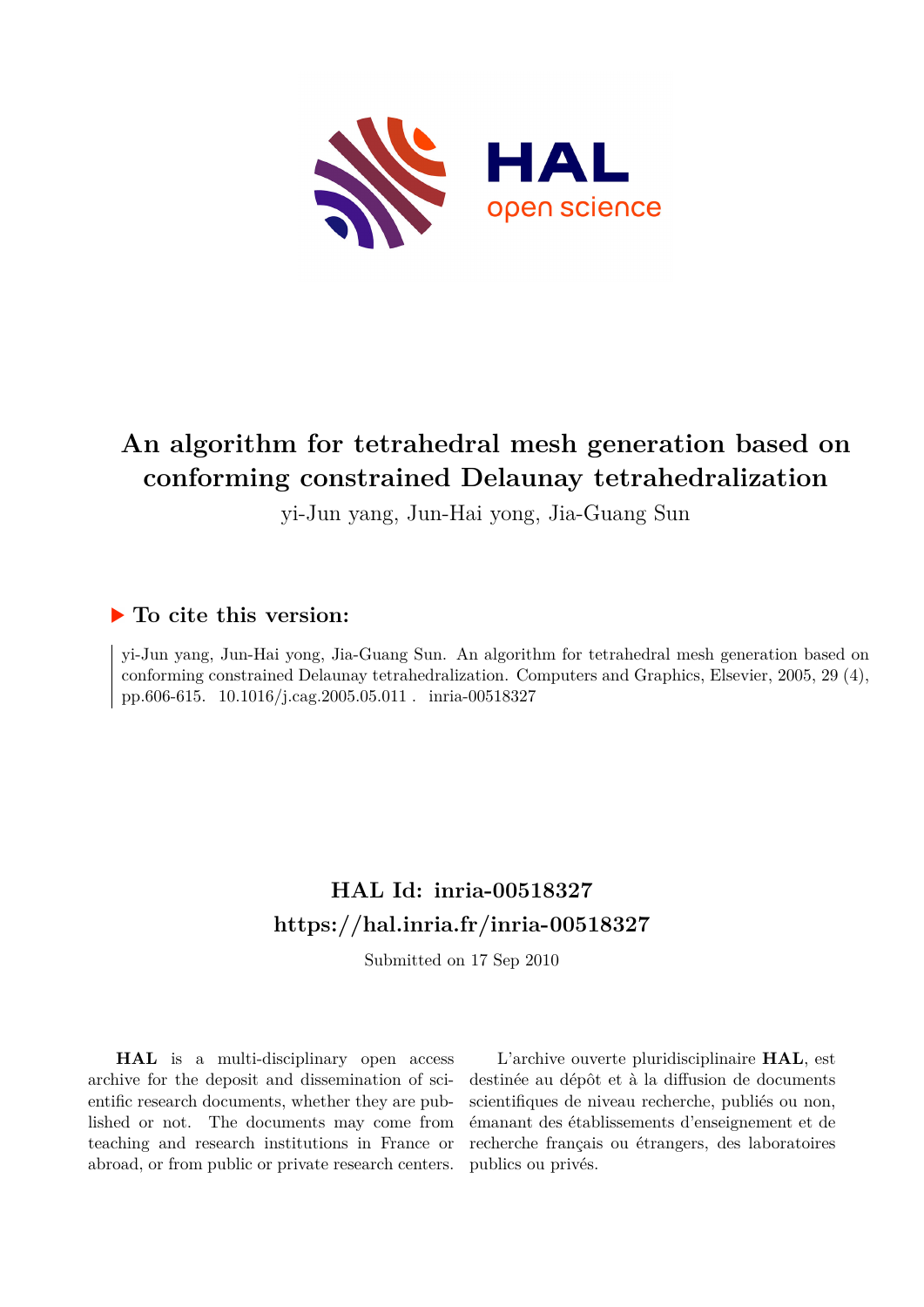# An algorithm for tetrahedral mesh generation based on conforming constrained Delaunay tetrahedralization

yi-Jun yang, Jun-Hai yong, Jia-Guang Sun

### ▶ To cite this version:

yi-Jun yang, Jun-Hai yong, Jia-Guang Sun. An algorithm for tetrahedral mesh generation based on conforming constrained Delaunay tetrahedralization. Computers and Graphics, Elsevier, 2005, 29 (4), pp.606-615. 10.1016/j.cag.2005.05.011 . inria-00518327

## HAL Id: inria-00518327
## https://hal.inria.fr/inria-00518327

Submitted on 17 Sep 2010

**HAL** is a multi-disciplinary open access archive for the deposit and dissemination of scientific research documents, whether they are published or not. The documents may come from teaching and research institutions in France or abroad, or from public or private research centers.

L'archive ouverte pluridisciplinaire **HAL**, est destinée au dépôt et à la diffusion de documents scientifiques de niveau recherche, publiés ou non, émanant des établissements d'enseignement et de recherche français ou étrangers, des laboratoires publics ou privés.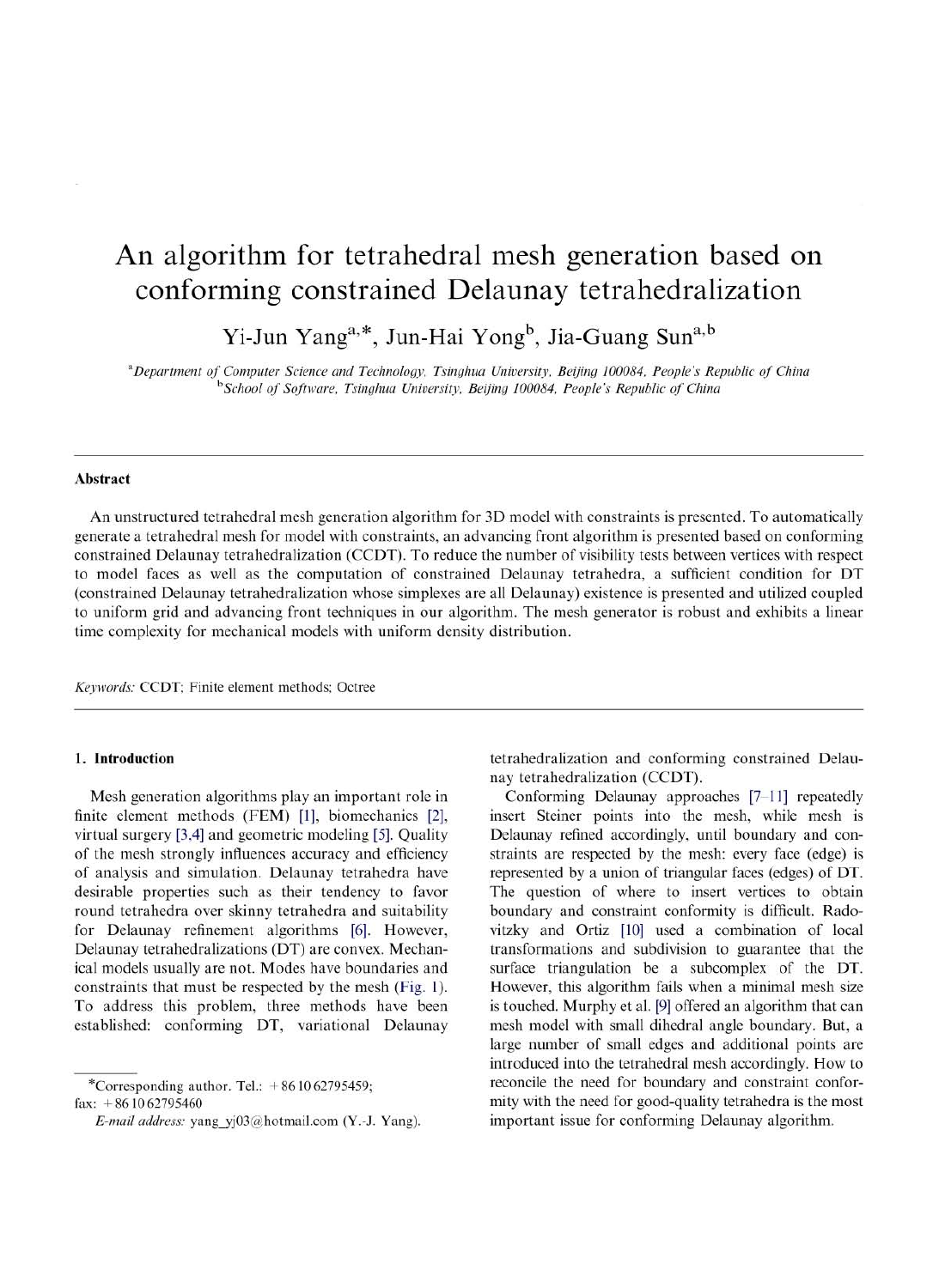# An algorithm for tetrahedral mesh generation based on conforming constrained Delaunay tetrahedralization

Yi-Jun Yang[a,*], Jun-Hai Yong[b], Jia-Guang Sun[a,b]

[a]*Department of Computer Science and Technology, Tsinghua University, Beijing 100084, People's Republic of China*
[b]*School of Software, Tsinghua University, Beijing 100084, People's Republic of China*

---

### Abstract

An unstructured tetrahedral mesh generation algorithm for 3D model with constraints is presented. To automatically generate a tetrahedral mesh for model with constraints, an advancing front algorithm is presented based on conforming constrained Delaunay tetrahedralization (CCDT). To reduce the number of visibility tests between vertices with respect to model faces as well as the computation of constrained Delaunay tetrahedra, a sufficient condition for DT (constrained Delaunay tetrahedralization whose simplexes are all Delaunay) existence is presented and utilized coupled to uniform grid and advancing front techniques in our algorithm. The mesh generator is robust and exhibits a linear time complexity for mechanical models with uniform density distribution.

*Keywords:* CCDT; Finite element methods; Octree

---

### 1. Introduction

Mesh generation algorithms play an important role in finite element methods (FEM) [1], biomechanics [2], virtual surgery [3,4] and geometric modeling [5]. Quality of the mesh strongly influences accuracy and efficiency of analysis and simulation. Delaunay tetrahedra have desirable properties such as their tendency to favor round tetrahedra over skinny tetrahedra and suitability for Delaunay refinement algorithms [6]. However, Delaunay tetrahedralizations (DT) are convex. Mechanical models usually are not. Modes have boundaries and constraints that must be respected by the mesh (Fig. 1). To address this problem, three methods have been established: conforming DT, variational Delaunay tetrahedralization and conforming constrained Delaunay tetrahedralization (CCDT).

Conforming Delaunay approaches [7–11] repeatedly insert Steiner points into the mesh, while mesh is Delaunay refined accordingly, until boundary and constraints are respected by the mesh: every face (edge) is represented by a union of triangular faces (edges) of DT. The question of where to insert vertices to obtain boundary and constraint conformity is difficult. Radovitzky and Ortiz [10] used a combination of local transformations and subdivision to guarantee that the surface triangulation be a subcomplex of the DT. However, this algorithm fails when a minimal mesh size is touched. Murphy et al. [9] offered an algorithm that can mesh model with small dihedral angle boundary. But, a large number of small edges and additional points are introduced into the tetrahedral mesh accordingly. How to reconcile the need for boundary and constraint conformity with the need for good-quality tetrahedra is the most important issue for conforming Delaunay algorithm.

---

*Corresponding author. Tel.: +86 10 62795459; fax: +86 10 62795460

*E-mail address:* yang_yj03@hotmail.com (Y.-J. Yang).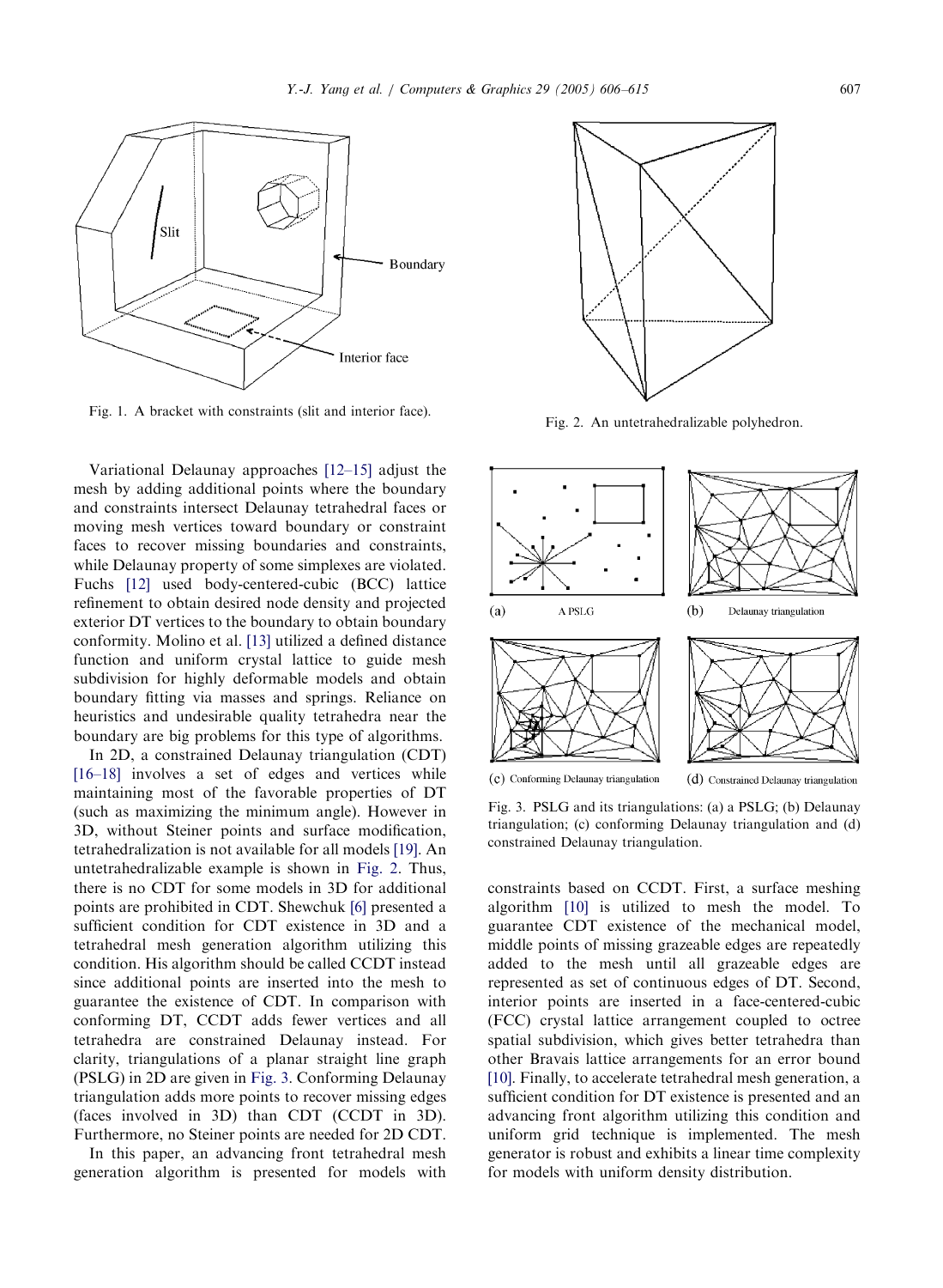Fig. 1. A bracket with constraints (slit and interior face).

Fig. 2. An untetrahedralizable polyhedron.

Variational Delaunay approaches [12–15] adjust the mesh by adding additional points where the boundary and constraints intersect Delaunay tetrahedral faces or moving mesh vertices toward boundary or constraint faces to recover missing boundaries and constraints, while Delaunay property of some simplexes are violated. Fuchs [12] used body-centered-cubic (BCC) lattice refinement to obtain desired node density and projected exterior DT vertices to the boundary to obtain boundary conformity. Molino et al. [13] utilized a defined distance function and uniform crystal lattice to guide mesh subdivision for highly deformable models and obtain boundary fitting via masses and springs. Reliance on heuristics and undesirable quality tetrahedra near the boundary are big problems for this type of algorithms.

In 2D, a constrained Delaunay triangulation (CDT) [16–18] involves a set of edges and vertices while maintaining most of the favorable properties of DT (such as maximizing the minimum angle). However in 3D, without Steiner points and surface modification, tetrahedralization is not available for all models [19]. An untetrahedralizable example is shown in Fig. 2. Thus, there is no CDT for some models in 3D for additional points are prohibited in CDT. Shewchuk [6] presented a sufficient condition for CDT existence in 3D and a tetrahedral mesh generation algorithm utilizing this condition. His algorithm should be called CCDT instead since additional points are inserted into the mesh to guarantee the existence of CDT. In comparison with conforming DT, CCDT adds fewer vertices and all tetrahedra are constrained Delaunay instead. For clarity, triangulations of a planar straight line graph (PSLG) in 2D are given in Fig. 3. Conforming Delaunay triangulation adds more points to recover missing edges (faces involved in 3D) than CDT (CCDT in 3D). Furthermore, no Steiner points are needed for 2D CDT.

In this paper, an advancing front tetrahedral mesh generation algorithm is presented for models with

Fig. 3. PSLG and its triangulations: (a) a PSLG; (b) Delaunay triangulation; (c) conforming Delaunay triangulation and (d) constrained Delaunay triangulation.

constraints based on CCDT. First, a surface meshing algorithm [10] is utilized to mesh the model. To guarantee CDT existence of the mechanical model, middle points of missing grazeable edges are repeatedly added to the mesh until all grazeable edges are represented as set of continuous edges of DT. Second, interior points are inserted in a face-centered-cubic (FCC) crystal lattice arrangement coupled to octree spatial subdivision, which gives better tetrahedra than other Bravais lattice arrangements for an error bound [10]. Finally, to accelerate tetrahedral mesh generation, a sufficient condition for DT existence is presented and an advancing front algorithm utilizing this condition and uniform grid technique is implemented. The mesh generator is robust and exhibits a linear time complexity for models with uniform density distribution.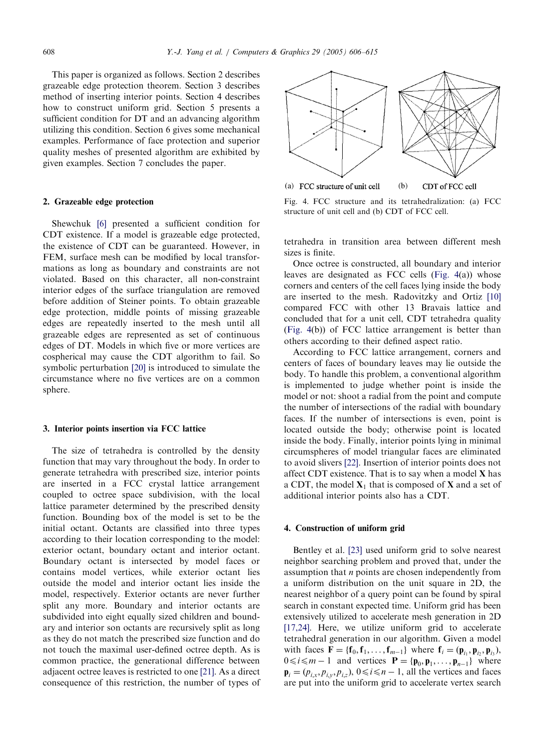This paper is organized as follows. Section 2 describes grazeable edge protection theorem. Section 3 describes method of inserting interior points. Section 4 describes how to construct uniform grid. Section 5 presents a sufficient condition for DT and an advancing algorithm utilizing this condition. Section 6 gives some mechanical examples. Performance of face protection and superior quality meshes of presented algorithm are exhibited by given examples. Section 7 concludes the paper.

## 2. Grazeable edge protection

Shewchuk [6] presented a sufficient condition for CDT existence. If a model is grazeable edge protected, the existence of CDT can be guaranteed. However, in FEM, surface mesh can be modified by local transformations as long as boundary and constraints are not violated. Based on this character, all non-constraint interior edges of the surface triangulation are removed before addition of Steiner points. To obtain grazeable edge protection, middle points of missing grazeable edges are repeatedly inserted to the mesh until all grazeable edges are represented as set of continuous edges of DT. Models in which five or more vertices are cospherical may cause the CDT algorithm to fail. So symbolic perturbation [20] is introduced to simulate the circumstance where no five vertices are on a common sphere.

## 3. Interior points insertion via FCC lattice

The size of tetrahedra is controlled by the density function that may vary throughout the body. In order to generate tetrahedra with prescribed size, interior points are inserted in a FCC crystal lattice arrangement coupled to octree space subdivision, with the local lattice parameter determined by the prescribed density function. Bounding box of the model is set to be the initial octant. Octants are classified into three types according to their location corresponding to the model: exterior octant, boundary octant and interior octant. Boundary octant is intersected by model faces or contains model vertices, while exterior octant lies outside the model and interior octant lies inside the model, respectively. Exterior octants are never further split any more. Boundary and interior octants are subdivided into eight equally sized children and boundary and interior son octants are recursively split as long as they do not match the prescribed size function and do not touch the maximal user-defined octree depth. As is common practice, the generational difference between adjacent octree leaves is restricted to one [21]. As a direct consequence of this restriction, the number of types of tetrahedra in transition area between different mesh sizes is finite.

(a) FCC structure of unit cell (b) CDT of FCC cell

Fig. 4. FCC structure and its tetrahedralization: (a) FCC structure of unit cell and (b) CDT of FCC cell.

Once octree is constructed, all boundary and interior leaves are designated as FCC cells (Fig. 4(a)) whose corners and centers of the cell faces lying inside the body are inserted to the mesh. Radovitzky and Ortiz [10] compared FCC with other 13 Bravais lattice and concluded that for a unit cell, CDT tetrahedra quality (Fig. 4(b)) of FCC lattice arrangement is better than others according to their defined aspect ratio.

According to FCC lattice arrangement, corners and centers of faces of boundary leaves may lie outside the body. To handle this problem, a conventional algorithm is implemented to judge whether point is inside the model or not: shoot a radial from the point and compute the number of intersections of the radial with boundary faces. If the number of intersections is even, point is located outside the body; otherwise point is located inside the body. Finally, interior points lying in minimal circumspheres of model triangular faces are eliminated to avoid slivers [22]. Insertion of interior points does not affect CDT existence. That is to say when a model $\mathbf{X}$ has a CDT, the model $\mathbf{X}_1$ that is composed of $\mathbf{X}$ and a set of additional interior points also has a CDT.

## 4. Construction of uniform grid

Bentley et al. [23] used uniform grid to solve nearest neighbor searching problem and proved that, under the assumption that $n$ points are chosen independently from a uniform distribution on the unit square in 2D, the nearest neighbor of a query point can be found by spiral search in constant expected time. Uniform grid has been extensively utilized to accelerate mesh generation in 2D [17,24]. Here, we utilize uniform grid to accelerate tetrahedral generation in our algorithm. Given a model with faces $\mathbf{F} = \{\mathbf{f}_0, \mathbf{f}_1, \ldots, \mathbf{f}_{m-1}\}$ where $\mathbf{f}_i = (\mathbf{p}_{i_1}, \mathbf{p}_{i_2}, \mathbf{p}_{i_3})$, $0 \leqslant i \leqslant m-1$ and vertices $\mathbf{P} = \{\mathbf{p}_0, \mathbf{p}_1, \ldots, \mathbf{p}_{n-1}\}$ where $\mathbf{p}_i = (p_{i,x}, p_{i,y}, p_{i,z})$, $0 \leqslant i \leqslant n-1$, all the vertices and faces are put into the uniform grid to accelerate vertex search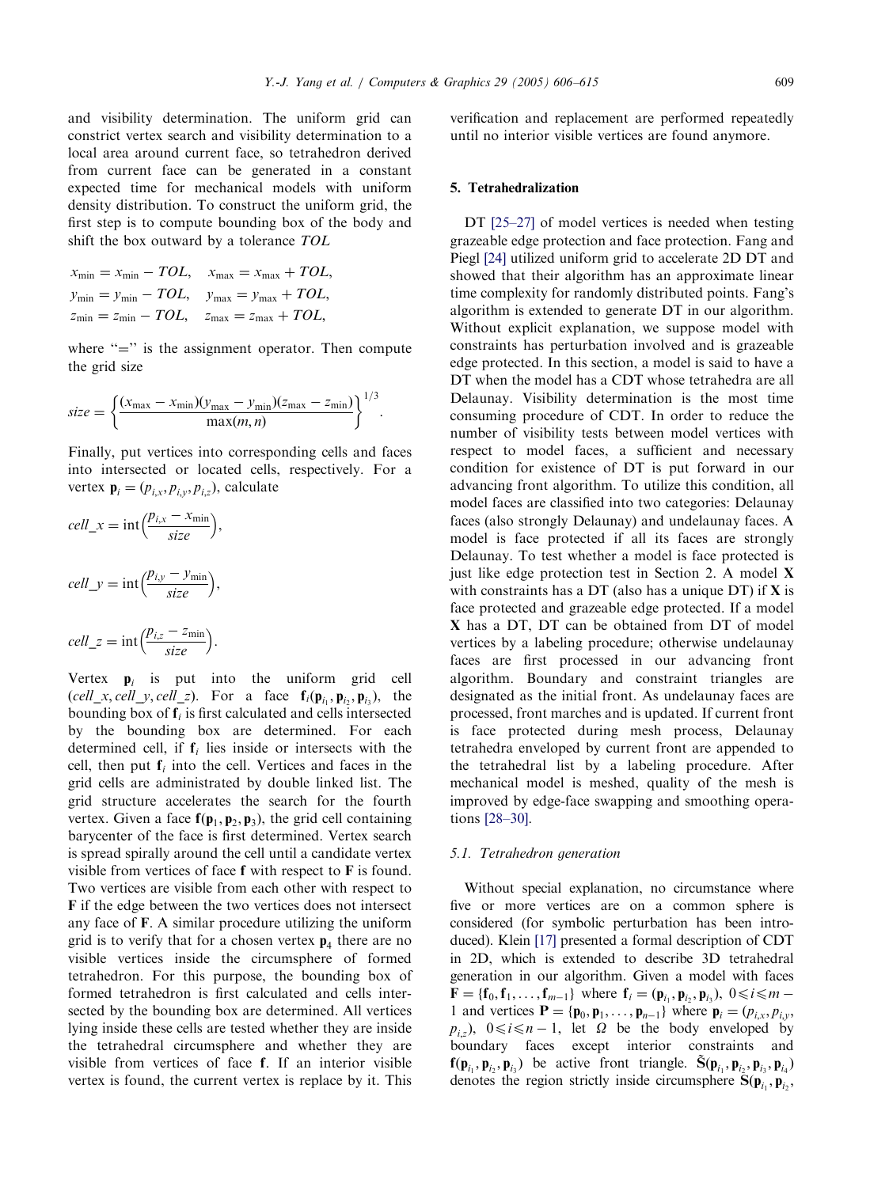and visibility determination. The uniform grid can constrict vertex search and visibility determination to a local area around current face, so tetrahedron derived from current face can be generated in a constant expected time for mechanical models with uniform density distribution. To construct the uniform grid, the first step is to compute bounding box of the body and shift the box outward by a tolerance $TOL$

$$x_{\min} = x_{\min} - TOL, \quad x_{\max} = x_{\max} + TOL,$$
$$y_{\min} = y_{\min} - TOL, \quad y_{\max} = y_{\max} + TOL,$$
$$z_{\min} = z_{\min} - TOL, \quad z_{\max} = z_{\max} + TOL,$$

where "=" is the assignment operator. Then compute the grid size

$$size = \left\{ \frac{(x_{\max} - x_{\min})(y_{\max} - y_{\min})(z_{\max} - z_{\min})}{\max(m, n)} \right\}^{1/3}.$$

Finally, put vertices into corresponding cells and faces into intersected or located cells, respectively. For a vertex $\mathbf{p}_i = (p_{i,x}, p_{i,y}, p_{i,z})$, calculate

$$cell\_x = \mathrm{int}\left(\frac{p_{i,x} - x_{\min}}{size}\right),$$

$$cell\_y = \mathrm{int}\left(\frac{p_{i,y} - y_{\min}}{size}\right),$$

$$cell\_z = \mathrm{int}\left(\frac{p_{i,z} - z_{\min}}{size}\right).$$

Vertex $\mathbf{p}_i$ is put into the uniform grid cell $(cell\_x, cell\_y, cell\_z)$. For a face $\mathbf{f}_i(\mathbf{p}_{i_1}, \mathbf{p}_{i_2}, \mathbf{p}_{i_3})$, the bounding box of $\mathbf{f}_i$ is first calculated and cells intersected by the bounding box are determined. For each determined cell, if $\mathbf{f}_i$ lies inside or intersects with the cell, then put $\mathbf{f}_i$ into the cell. Vertices and faces in the grid cells are administrated by double linked list. The grid structure accelerates the search for the fourth vertex. Given a face $\mathbf{f}(\mathbf{p}_1, \mathbf{p}_2, \mathbf{p}_3)$, the grid cell containing barycenter of the face is first determined. Vertex search is spread spirally around the cell until a candidate vertex visible from vertices of face $\mathbf{f}$ with respect to $\mathbf{F}$ is found. Two vertices are visible from each other with respect to $\mathbf{F}$ if the edge between the two vertices does not intersect any face of $\mathbf{F}$. A similar procedure utilizing the uniform grid is to verify that for a chosen vertex $\mathbf{p}_4$ there are no visible vertices inside the circumsphere of formed tetrahedron. For this purpose, the bounding box of formed tetrahedron is first calculated and cells intersected by the bounding box are determined. All vertices lying inside these cells are tested whether they are inside the tetrahedral circumsphere and whether they are visible from vertices of face $\mathbf{f}$. If an interior visible vertex is found, the current vertex is replace by it. This verification and replacement are performed repeatedly until no interior visible vertices are found anymore.

## 5. Tetrahedralization

DT [25–27] of model vertices is needed when testing grazeable edge protection and face protection. Fang and Piegl [24] utilized uniform grid to accelerate 2D DT and showed that their algorithm has an approximate linear time complexity for randomly distributed points. Fang's algorithm is extended to generate DT in our algorithm. Without explicit explanation, we suppose model with constraints has perturbation involved and is grazeable edge protected. In this section, a model is said to have a DT when the model has a CDT whose tetrahedra are all Delaunay. Visibility determination is the most time consuming procedure of CDT. In order to reduce the number of visibility tests between model vertices with respect to model faces, a sufficient and necessary condition for existence of DT is put forward in our advancing front algorithm. To utilize this condition, all model faces are classified into two categories: Delaunay faces (also strongly Delaunay) and undelaunay faces. A model is face protected if all its faces are strongly Delaunay. To test whether a model is face protected is just like edge protection test in Section 2. A model $\mathbf{X}$ with constraints has a DT (also has a unique DT) if $\mathbf{X}$ is face protected and grazeable edge protected. If a model $\mathbf{X}$ has a DT, DT can be obtained from DT of model vertices by a labeling procedure; otherwise undelaunay faces are first processed in our advancing front algorithm. Boundary and constraint triangles are designated as the initial front. As undelaunay faces are processed, front marches and is updated. If current front is face protected during mesh process, Delaunay tetrahedra enveloped by current front are appended to the tetrahedral list by a labeling procedure. After mechanical model is meshed, quality of the mesh is improved by edge-face swapping and smoothing operations [28–30].

### 5.1. Tetrahedron generation

Without special explanation, no circumstance where five or more vertices are on a common sphere is considered (for symbolic perturbation has been introduced). Klein [17] presented a formal description of CDT in 2D, which is extended to describe 3D tetrahedral generation in our algorithm. Given a model with faces $\mathbf{F} = \{\mathbf{f}_0, \mathbf{f}_1, \ldots, \mathbf{f}_{m-1}\}$ where $\mathbf{f}_i = (\mathbf{p}_{i_1}, \mathbf{p}_{i_2}, \mathbf{p}_{i_3})$, $0 \leqslant i \leqslant m-1$ and vertices $\mathbf{P} = \{\mathbf{p}_0, \mathbf{p}_1, \ldots, \mathbf{p}_{n-1}\}$ where $\mathbf{p}_i = (p_{i,x}, p_{i,y}, p_{i,z})$, $0 \leqslant i \leqslant n-1$, let $\Omega$ be the body enveloped by boundary faces except interior constraints and $\mathbf{f}(\mathbf{p}_{i_1}, \mathbf{p}_{i_2}, \mathbf{p}_{i_3})$ be active front triangle. $\tilde{\mathbf{S}}(\mathbf{p}_{i_1}, \mathbf{p}_{i_2}, \mathbf{p}_{i_3}, \mathbf{p}_{i_4})$ denotes the region strictly inside circumsphere $\mathbf{S}(\mathbf{p}_{i_1}, \mathbf{p}_{i_2},$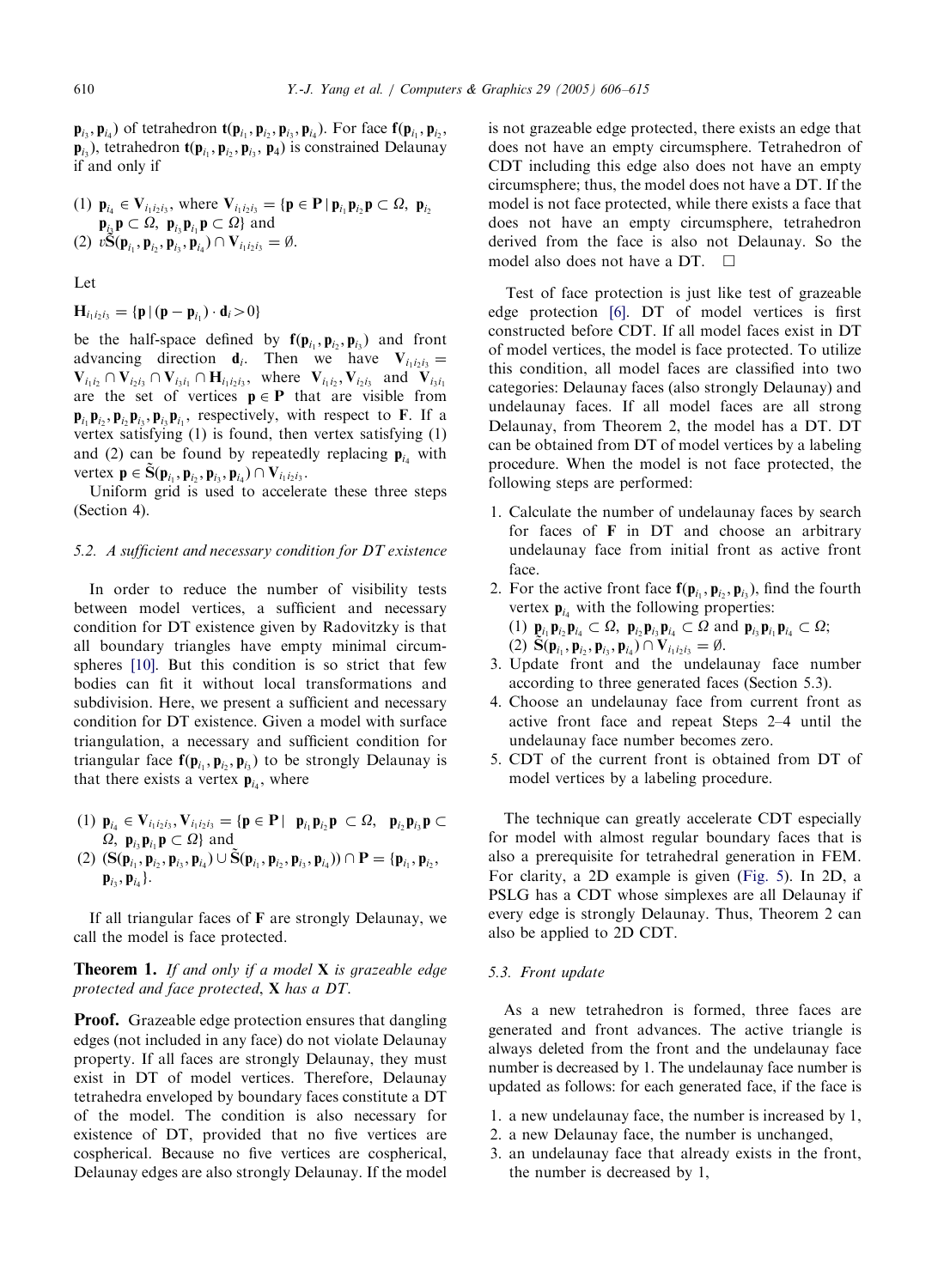$\mathbf{p}_{i_3}, \mathbf{p}_{i_4})$ of tetrahedron $\mathbf{t}(\mathbf{p}_{i_1}, \mathbf{p}_{i_2}, \mathbf{p}_{i_3}, \mathbf{p}_{i_4})$. For face $\mathbf{f}(\mathbf{p}_{i_1}, \mathbf{p}_{i_2}, \mathbf{p}_{i_3})$, tetrahedron $\mathbf{t}(\mathbf{p}_{i_1}, \mathbf{p}_{i_2}, \mathbf{p}_{i_3}, \mathbf{p}_4)$ is constrained Delaunay if and only if

(1) $\mathbf{p}_{i_4} \in \mathbf{V}_{i_1 i_2 i_3}$, where $\mathbf{V}_{i_1 i_2 i_3} = \{\mathbf{p} \in \mathbf{P} \mid \mathbf{p}_{i_1}\mathbf{p}_{i_2}\mathbf{p} \subset \Omega,\ \mathbf{p}_{i_2}\mathbf{p}_{i_3}\mathbf{p} \subset \Omega,\ \mathbf{p}_{i_3}\mathbf{p}_{i_1}\mathbf{p} \subset \Omega\}$ and
(2) $v\tilde{\mathbf{S}}(\mathbf{p}_{i_1}, \mathbf{p}_{i_2}, \mathbf{p}_{i_3}, \mathbf{p}_{i_4}) \cap \mathbf{V}_{i_1 i_2 i_3} = \emptyset$.

Let

$$\mathbf{H}_{i_1 i_2 i_3} = \{\mathbf{p} \mid (\mathbf{p} - \mathbf{p}_{i_1}) \cdot \mathbf{d}_i > 0\}$$

be the half-space defined by $\mathbf{f}(\mathbf{p}_{i_1}, \mathbf{p}_{i_2}, \mathbf{p}_{i_3})$ and front advancing direction $\mathbf{d}_i$. Then we have $\mathbf{V}_{i_1 i_2 i_3} = \mathbf{V}_{i_1 i_2} \cap \mathbf{V}_{i_2 i_3} \cap \mathbf{V}_{i_3 i_1} \cap \mathbf{H}_{i_1 i_2 i_3}$, where $\mathbf{V}_{i_1 i_2}, \mathbf{V}_{i_2 i_3}$ and $\mathbf{V}_{i_3 i_1}$ are the set of vertices $\mathbf{p} \in \mathbf{P}$ that are visible from $\mathbf{p}_{i_1}\mathbf{p}_{i_2}, \mathbf{p}_{i_2}\mathbf{p}_{i_3}, \mathbf{p}_{i_3}\mathbf{p}_{i_1}$, respectively, with respect to $\mathbf{F}$. If a vertex satisfying (1) is found, then vertex satisfying (1) and (2) can be found by repeatedly replacing $\mathbf{p}_{i_4}$ with vertex $\mathbf{p} \in \tilde{\mathbf{S}}(\mathbf{p}_{i_1}, \mathbf{p}_{i_2}, \mathbf{p}_{i_3}, \mathbf{p}_{i_4}) \cap \mathbf{V}_{i_1 i_2 i_3}$.

Uniform grid is used to accelerate these three steps (Section 4).

### 5.2. A sufficient and necessary condition for DT existence

In order to reduce the number of visibility tests between model vertices, a sufficient and necessary condition for DT existence given by Radovitzky is that all boundary triangles have empty minimal circumspheres [10]. But this condition is so strict that few bodies can fit it without local transformations and subdivision. Here, we present a sufficient and necessary condition for DT existence. Given a model with surface triangulation, a necessary and sufficient condition for triangular face $\mathbf{f}(\mathbf{p}_{i_1}, \mathbf{p}_{i_2}, \mathbf{p}_{i_3})$ to be strongly Delaunay is that there exists a vertex $\mathbf{p}_{i_4}$, where

(1) $\mathbf{p}_{i_4} \in \mathbf{V}_{i_1 i_2 i_3}, \mathbf{V}_{i_1 i_2 i_3} = \{\mathbf{p} \in \mathbf{P} \mid \mathbf{p}_{i_1}\mathbf{p}_{i_2}\mathbf{p} \subset \Omega,\ \mathbf{p}_{i_2}\mathbf{p}_{i_3}\mathbf{p} \subset \Omega,\ \mathbf{p}_{i_3}\mathbf{p}_{i_1}\mathbf{p} \subset \Omega\}$ and
(2) $(\mathbf{S}(\mathbf{p}_{i_1}, \mathbf{p}_{i_2}, \mathbf{p}_{i_3}, \mathbf{p}_{i_4}) \cup \tilde{\mathbf{S}}(\mathbf{p}_{i_1}, \mathbf{p}_{i_2}, \mathbf{p}_{i_3}, \mathbf{p}_{i_4})) \cap \mathbf{P} = \{\mathbf{p}_{i_1}, \mathbf{p}_{i_2}, \mathbf{p}_{i_3}, \mathbf{p}_{i_4}\}$.

If all triangular faces of $\mathbf{F}$ are strongly Delaunay, we call the model is face protected.

**Theorem 1.** *If and only if a model* $\mathbf{X}$ *is grazeable edge protected and face protected*, $\mathbf{X}$ *has a DT*.

**Proof.** Grazeable edge protection ensures that dangling edges (not included in any face) do not violate Delaunay property. If all faces are strongly Delaunay, they must exist in DT of model vertices. Therefore, Delaunay tetrahedra enveloped by boundary faces constitute a DT of the model. The condition is also necessary for existence of DT, provided that no five vertices are cospherical. Because no five vertices are cospherical, Delaunay edges are also strongly Delaunay. If the model is not grazeable edge protected, there exists an edge that does not have an empty circumsphere. Tetrahedron of CDT including this edge also does not have an empty circumsphere; thus, the model does not have a DT. If the model is not face protected, while there exists a face that does not have an empty circumsphere, tetrahedron derived from the face is also not Delaunay. So the model also does not have a DT. □

Test of face protection is just like test of grazeable edge protection [6]. DT of model vertices is first constructed before CDT. If all model faces exist in DT of model vertices, the model is face protected. To utilize this condition, all model faces are classified into two categories: Delaunay faces (also strongly Delaunay) and undelaunay faces. If all model faces are all strong Delaunay, from Theorem 2, the model has a DT. DT can be obtained from DT of model vertices by a labeling procedure. When the model is not face protected, the following steps are performed:

1. Calculate the number of undelaunay faces by search for faces of $\mathbf{F}$ in DT and choose an arbitrary undelaunay face from initial front as active front face.
2. For the active front face $\mathbf{f}(\mathbf{p}_{i_1}, \mathbf{p}_{i_2}, \mathbf{p}_{i_3})$, find the fourth vertex $\mathbf{p}_{i_4}$ with the following properties:
   (1) $\mathbf{p}_{i_1}\mathbf{p}_{i_2}\mathbf{p}_{i_4} \subset \Omega,\ \mathbf{p}_{i_2}\mathbf{p}_{i_3}\mathbf{p}_{i_4} \subset \Omega$ and $\mathbf{p}_{i_3}\mathbf{p}_{i_1}\mathbf{p}_{i_4} \subset \Omega$;
   (2) $\tilde{\mathbf{S}}(\mathbf{p}_{i_1}, \mathbf{p}_{i_2}, \mathbf{p}_{i_3}, \mathbf{p}_{i_4}) \cap \mathbf{V}_{i_1 i_2 i_3} = \emptyset$.
3. Update front and the undelaunay face number according to three generated faces (Section 5.3).
4. Choose an undelaunay face from current front as active front face and repeat Steps 2–4 until the undelaunay face number becomes zero.
5. CDT of the current front is obtained from DT of model vertices by a labeling procedure.

The technique can greatly accelerate CDT especially for model with almost regular boundary faces that is also a prerequisite for tetrahedral generation in FEM. For clarity, a 2D example is given (Fig. 5). In 2D, a PSLG has a CDT whose simplexes are all Delaunay if every edge is strongly Delaunay. Thus, Theorem 2 can also be applied to 2D CDT.

### 5.3. Front update

As a new tetrahedron is formed, three faces are generated and front advances. The active triangle is always deleted from the front and the undelaunay face number is decreased by 1. The undelaunay face number is updated as follows: for each generated face, if the face is

1. a new undelaunay face, the number is increased by 1,
2. a new Delaunay face, the number is unchanged,
3. an undelaunay face that already exists in the front, the number is decreased by 1,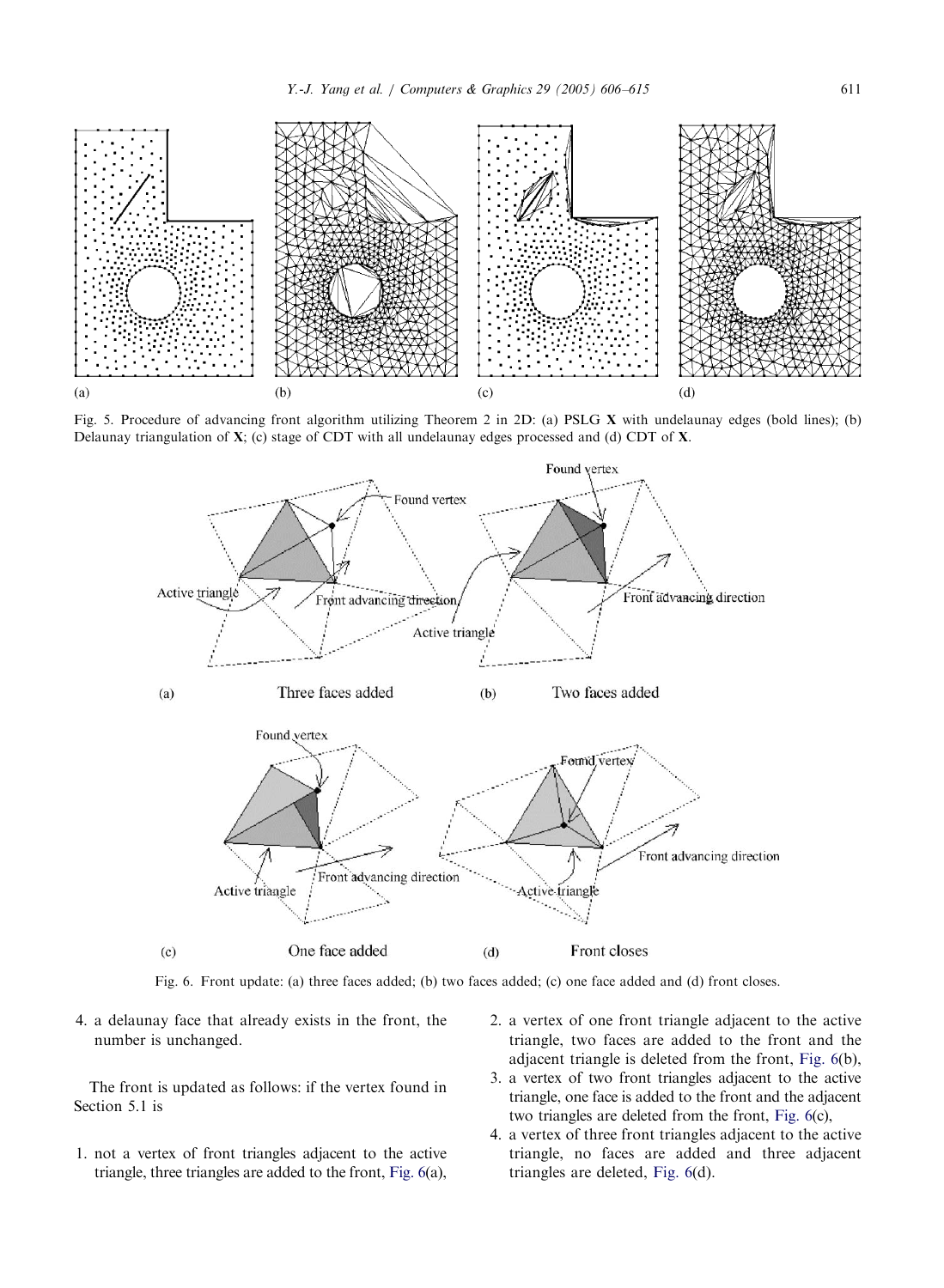Fig. 5. Procedure of advancing front algorithm utilizing Theorem 2 in 2D: (a) PSLG **X** with undelaunay edges (bold lines); (b) Delaunay triangulation of **X**; (c) stage of CDT with all undelaunay edges processed and (d) CDT of **X**.

Fig. 6. Front update: (a) three faces added; (b) two faces added; (c) one face added and (d) front closes.

4. a delaunay face that already exists in the front, the number is unchanged.

The front is updated as follows: if the vertex found in Section 5.1 is

1. not a vertex of front triangles adjacent to the active triangle, three triangles are added to the front, Fig. 6(a),
2. a vertex of one front triangle adjacent to the active triangle, two faces are added to the front and the adjacent triangle is deleted from the front, Fig. 6(b),
3. a vertex of two front triangles adjacent to the active triangle, one face is added to the front and the adjacent two triangles are deleted from the front, Fig. 6(c),
4. a vertex of three front triangles adjacent to the active triangle, no faces are added and three adjacent triangles are deleted, Fig. 6(d).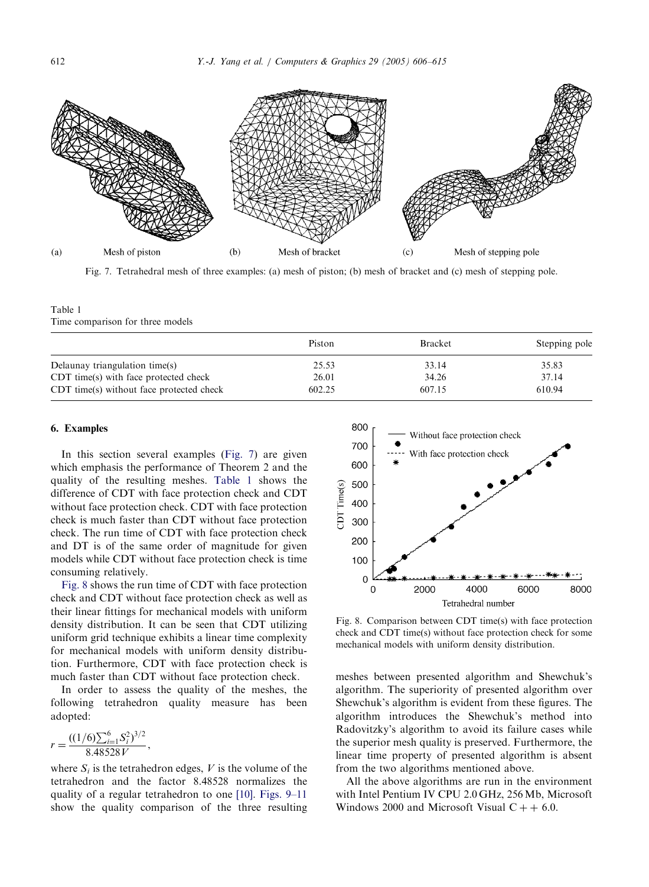(a) Mesh of piston (b) Mesh of bracket (c) Mesh of stepping pole

Fig. 7. Tetrahedral mesh of three examples: (a) mesh of piston; (b) mesh of bracket and (c) mesh of stepping pole.

Table 1
Time comparison for three models

| | Piston | Bracket | Stepping pole |
|---|---|---|---|
| Delaunay triangulation time(s) | 25.53 | 33.14 | 35.83 |
| CDT time(s) with face protected check | 26.01 | 34.26 | 37.14 |
| CDT time(s) without face protected check | 602.25 | 607.15 | 610.94 |

## 6. Examples

In this section several examples (Fig. 7) are given which emphasis the performance of Theorem 2 and the quality of the resulting meshes. Table 1 shows the difference of CDT with face protection check and CDT without face protection check. CDT with face protection check is much faster than CDT without face protection check. The run time of CDT with face protection check and DT is of the same order of magnitude for given models while CDT without face protection check is time consuming relatively.

Fig. 8 shows the run time of CDT with face protection check and CDT without face protection check as well as their linear fittings for mechanical models with uniform density distribution. It can be seen that CDT utilizing uniform grid technique exhibits a linear time complexity for mechanical models with uniform density distribution. Furthermore, CDT with face protection check is much faster than CDT without face protection check.

In order to assess the quality of the meshes, the following tetrahedron quality measure has been adopted:

$$r = \frac{((1/6)\sum_{i=1}^{6} S_i^2)^{3/2}}{8.48528V},$$

where $S_i$ is the tetrahedron edges, $V$ is the volume of the tetrahedron and the factor 8.48528 normalizes the quality of a regular tetrahedron to one [10]. Figs. 9–11 show the quality comparison of the three resulting meshes between presented algorithm and Shewchuk's algorithm. The superiority of presented algorithm over Shewchuk's algorithm is evident from these figures. The algorithm introduces the Shewchuk's method into Radovitzky's algorithm to avoid its failure cases while the superior mesh quality is preserved. Furthermore, the linear time property of presented algorithm is absent from the two algorithms mentioned above.

All the above algorithms are run in the environment with Intel Pentium IV CPU 2.0 GHz, 256 Mb, Microsoft Windows 2000 and Microsoft Visual C++ 6.0.

Fig. 8. Comparison between CDT time(s) with face protection check and CDT time(s) without face protection check for some mechanical models with uniform density distribution.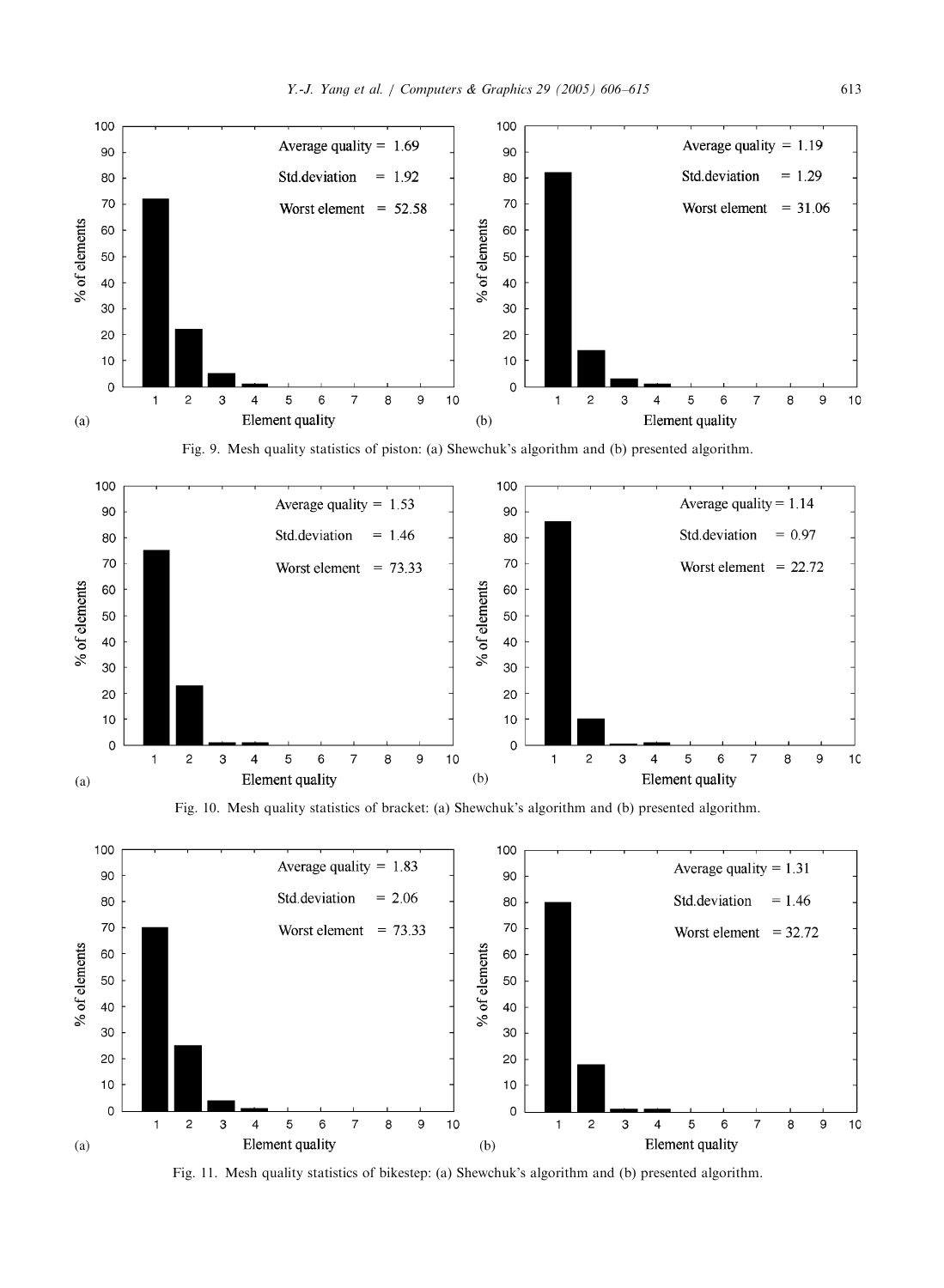Fig. 9. Mesh quality statistics of piston: (a) Shewchuk's algorithm and (b) presented algorithm.

Fig. 10. Mesh quality statistics of bracket: (a) Shewchuk's algorithm and (b) presented algorithm.

Fig. 11. Mesh quality statistics of bikestep: (a) Shewchuk's algorithm and (b) presented algorithm.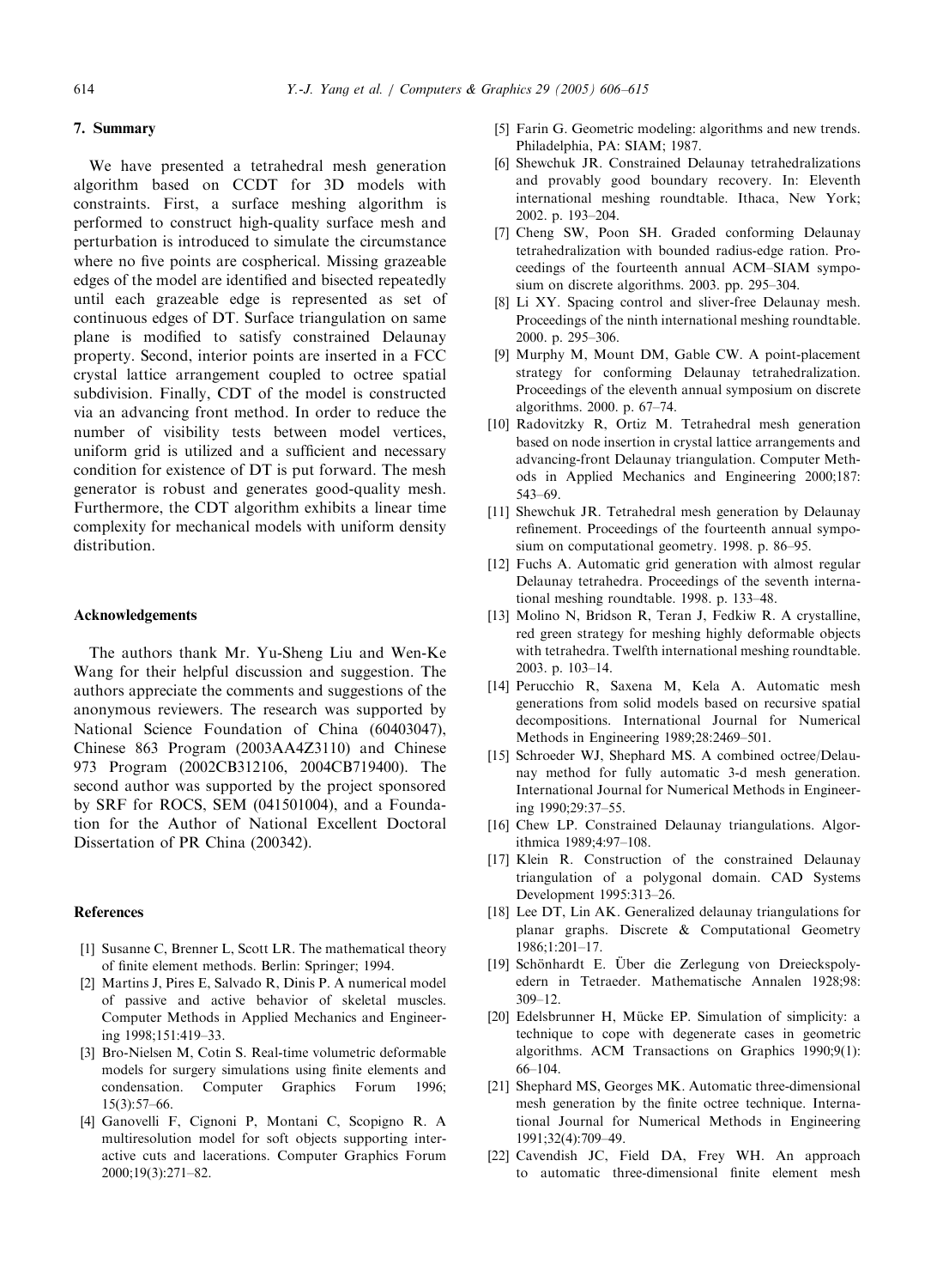## 7. Summary

We have presented a tetrahedral mesh generation algorithm based on CCDT for 3D models with constraints. First, a surface meshing algorithm is performed to construct high-quality surface mesh and perturbation is introduced to simulate the circumstance where no five points are cospherical. Missing grazeable edges of the model are identified and bisected repeatedly until each grazeable edge is represented as set of continuous edges of DT. Surface triangulation on same plane is modified to satisfy constrained Delaunay property. Second, interior points are inserted in a FCC crystal lattice arrangement coupled to octree spatial subdivision. Finally, CDT of the model is constructed via an advancing front method. In order to reduce the number of visibility tests between model vertices, uniform grid is utilized and a sufficient and necessary condition for existence of DT is put forward. The mesh generator is robust and generates good-quality mesh. Furthermore, the CDT algorithm exhibits a linear time complexity for mechanical models with uniform density distribution.

## Acknowledgements

The authors thank Mr. Yu-Sheng Liu and Wen-Ke Wang for their helpful discussion and suggestion. The authors appreciate the comments and suggestions of the anonymous reviewers. The research was supported by National Science Foundation of China (60403047), Chinese 863 Program (2003AA4Z3110) and Chinese 973 Program (2002CB312106, 2004CB719400). The second author was supported by the project sponsored by SRF for ROCS, SEM (041501004), and a Foundation for the Author of National Excellent Doctoral Dissertation of PR China (200342).

## References

[1] Susanne C, Brenner L, Scott LR. The mathematical theory of finite element methods. Berlin: Springer; 1994.

[2] Martins J, Pires E, Salvado R, Dinis P. A numerical model of passive and active behavior of skeletal muscles. Computer Methods in Applied Mechanics and Engineering 1998;151:419–33.

[3] Bro-Nielsen M, Cotin S. Real-time volumetric deformable models for surgery simulations using finite elements and condensation. Computer Graphics Forum 1996; 15(3):57–66.

[4] Ganovelli F, Cignoni P, Montani C, Scopigno R. A multiresolution model for soft objects supporting interactive cuts and lacerations. Computer Graphics Forum 2000;19(3):271–82.

[5] Farin G. Geometric modeling: algorithms and new trends. Philadelphia, PA: SIAM; 1987.

[6] Shewchuk JR. Constrained Delaunay tetrahedralizations and provably good boundary recovery. In: Eleventh international meshing roundtable. Ithaca, New York; 2002. p. 193–204.

[7] Cheng SW, Poon SH. Graded conforming Delaunay tetrahedralization with bounded radius-edge ration. Proceedings of the fourteenth annual ACM–SIAM symposium on discrete algorithms. 2003. pp. 295–304.

[8] Li XY. Spacing control and sliver-free Delaunay mesh. Proceedings of the ninth international meshing roundtable. 2000. p. 295–306.

[9] Murphy M, Mount DM, Gable CW. A point-placement strategy for conforming Delaunay tetrahedralization. Proceedings of the eleventh annual symposium on discrete algorithms. 2000. p. 67–74.

[10] Radovitzky R, Ortiz M. Tetrahedral mesh generation based on node insertion in crystal lattice arrangements and advancing-front Delaunay triangulation. Computer Methods in Applied Mechanics and Engineering 2000;187: 543–69.

[11] Shewchuk JR. Tetrahedral mesh generation by Delaunay refinement. Proceedings of the fourteenth annual symposium on computational geometry. 1998. p. 86–95.

[12] Fuchs A. Automatic grid generation with almost regular Delaunay tetrahedra. Proceedings of the seventh international meshing roundtable. 1998. p. 133–48.

[13] Molino N, Bridson R, Teran J, Fedkiw R. A crystalline, red green strategy for meshing highly deformable objects with tetrahedra. Twelfth international meshing roundtable. 2003. p. 103–14.

[14] Perucchio R, Saxena M, Kela A. Automatic mesh generations from solid models based on recursive spatial decompositions. International Journal for Numerical Methods in Engineering 1989;28:2469–501.

[15] Schroeder WJ, Shephard MS. A combined octree/Delaunay method for fully automatic 3-d mesh generation. International Journal for Numerical Methods in Engineering 1990;29:37–55.

[16] Chew LP. Constrained Delaunay triangulations. Algorithmica 1989;4:97–108.

[17] Klein R. Construction of the constrained Delaunay triangulation of a polygonal domain. CAD Systems Development 1995:313–26.

[18] Lee DT, Lin AK. Generalized delaunay triangulations for planar graphs. Discrete & Computational Geometry 1986;1:201–17.

[19] Schönhardt E. Über die Zerlegung von Dreieckspolyedern in Tetraeder. Mathematische Annalen 1928;98: 309–12.

[20] Edelsbrunner H, Mücke EP. Simulation of simplicity: a technique to cope with degenerate cases in geometric algorithms. ACM Transactions on Graphics 1990;9(1): 66–104.

[21] Shephard MS, Georges MK. Automatic three-dimensional mesh generation by the finite octree technique. International Journal for Numerical Methods in Engineering 1991;32(4):709–49.

[22] Cavendish JC, Field DA, Frey WH. An approach to automatic three-dimensional finite element mesh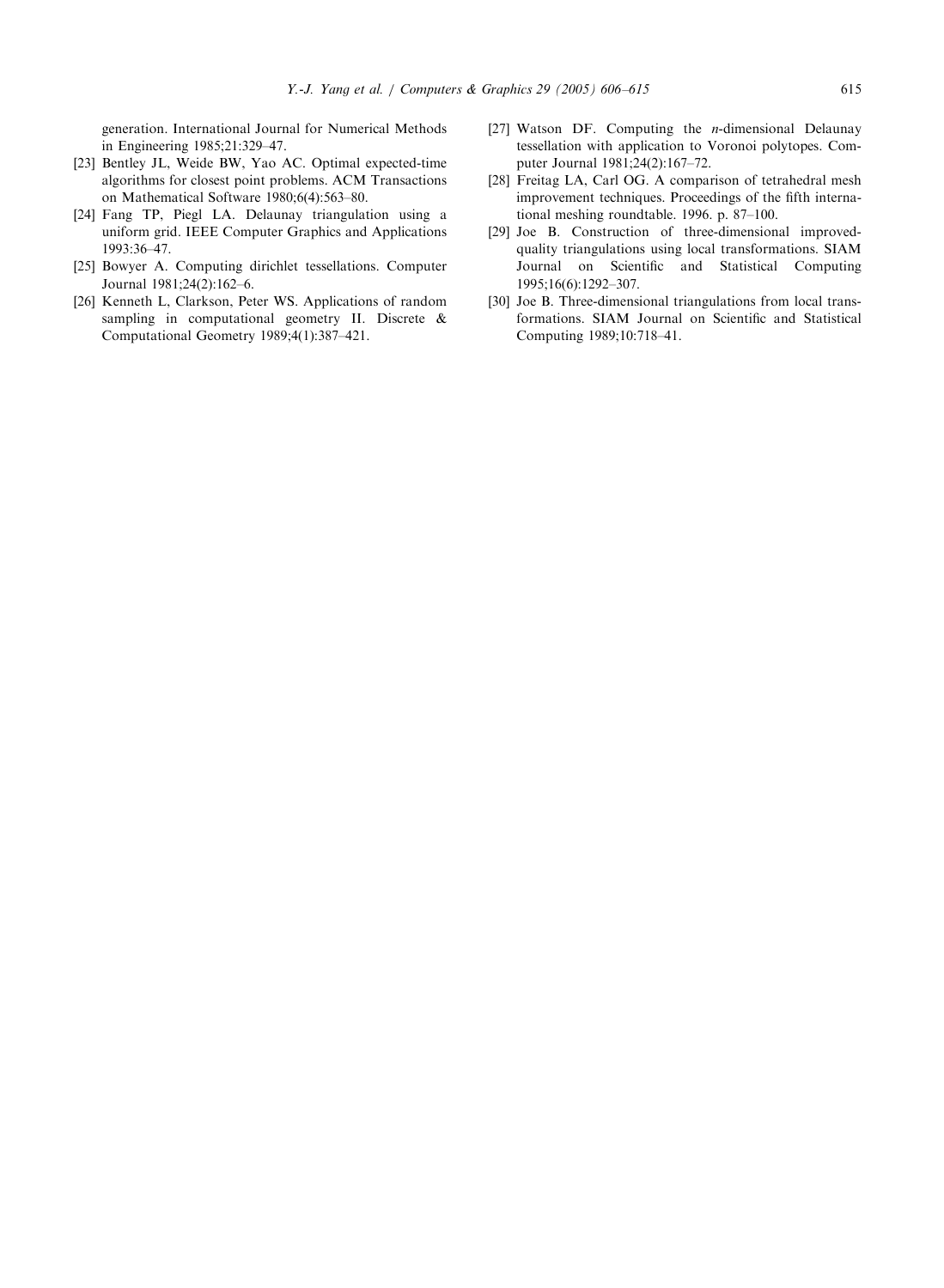generation. International Journal for Numerical Methods in Engineering 1985;21:329–47.

[23] Bentley JL, Weide BW, Yao AC. Optimal expected-time algorithms for closest point problems. ACM Transactions on Mathematical Software 1980;6(4):563–80.

[24] Fang TP, Piegl LA. Delaunay triangulation using a uniform grid. IEEE Computer Graphics and Applications 1993:36–47.

[25] Bowyer A. Computing dirichlet tessellations. Computer Journal 1981;24(2):162–6.

[26] Kenneth L, Clarkson, Peter WS. Applications of random sampling in computational geometry II. Discrete & Computational Geometry 1989;4(1):387–421.

[27] Watson DF. Computing the *n*-dimensional Delaunay tessellation with application to Voronoi polytopes. Computer Journal 1981;24(2):167–72.

[28] Freitag LA, Carl OG. A comparison of tetrahedral mesh improvement techniques. Proceedings of the fifth international meshing roundtable. 1996. p. 87–100.

[29] Joe B. Construction of three-dimensional improved-quality triangulations using local transformations. SIAM Journal on Scientific and Statistical Computing 1995;16(6):1292–307.

[30] Joe B. Three-dimensional triangulations from local transformations. SIAM Journal on Scientific and Statistical Computing 1989;10:718–41.